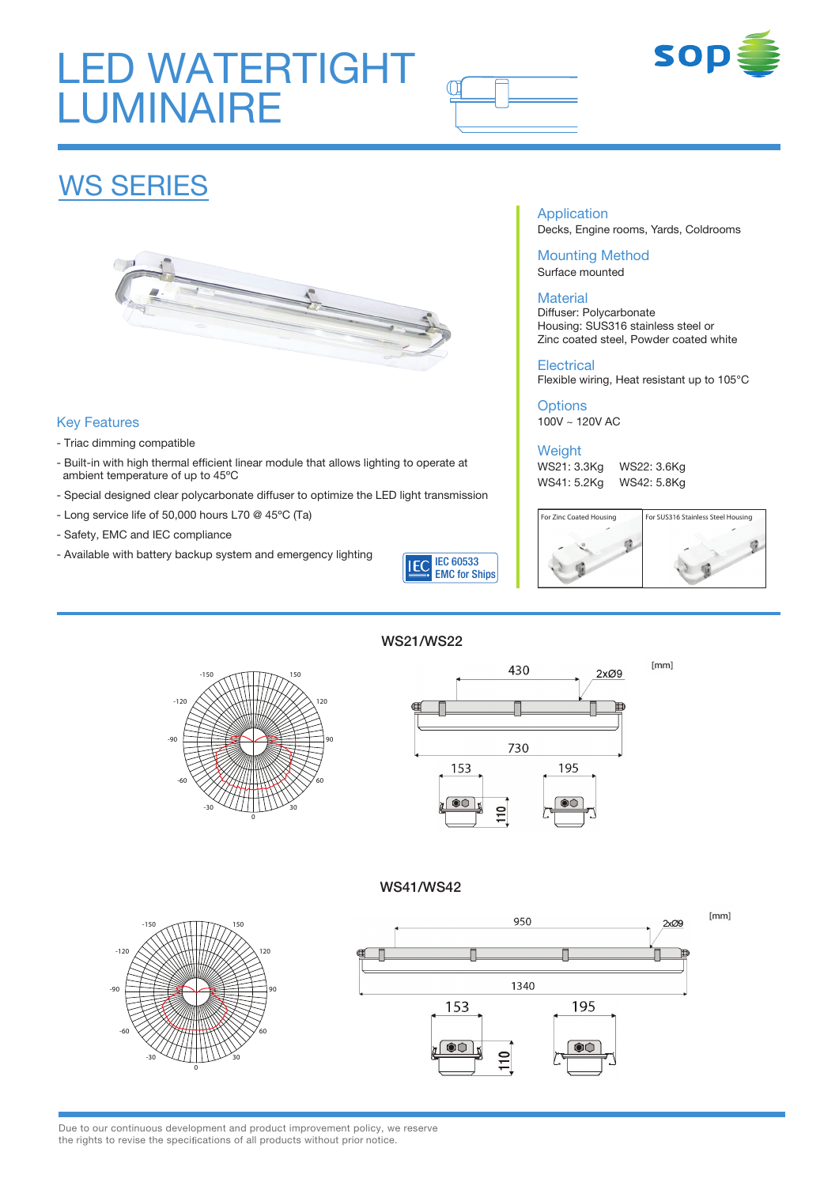# LED WATERTIGHT LUMINAIRE

## WS SERIES

### Key Features

- Triac dimming compatible
- Built-in with high thermal efficient linear module that allows lighting to operate at ambient temperature of up to 45°C
- Special designed clear polycarbonate diffuser to optimize the LED light transmission
- Long service life of 50,000 hours L70 @ 45ºC (Ta)
- Safety, EMC and IEC compliance
- Available with battery backup system and emergency lighting

IEC 60533 EMC for Ships

### Application

Decks, Engine rooms, Yards, Coldrooms

### Mounting Method

Surface mounted

### Material

Diffuser: Polycarbonate
Housing: SUS316 stainless steel or Zinc coated steel, Powder coated white

### Electrical

Flexible wiring, Heat resistant up to 105°C

### Options

100V ~ 120V AC

### Weight

WS21: 3.3Kg WS22: 3.6Kg
WS41: 5.2Kg WS42: 5.8Kg

For Zinc Coated Housing
For SUS316 Stainless Steel Housing

### WS21/WS22

-150 150 -120 120 -90 90 -60 60 -30 30 0

[mm]
430
2xØ9
730
153
195
110

### WS41/WS42

-150 150 -120 120 -90 90 -60 60 -30 30 0

[mm]
950
2xØ9
1340
153
195
110

Due to our continuous development and product improvement policy, we reserve the rights to revise the specifications of all products without prior notice.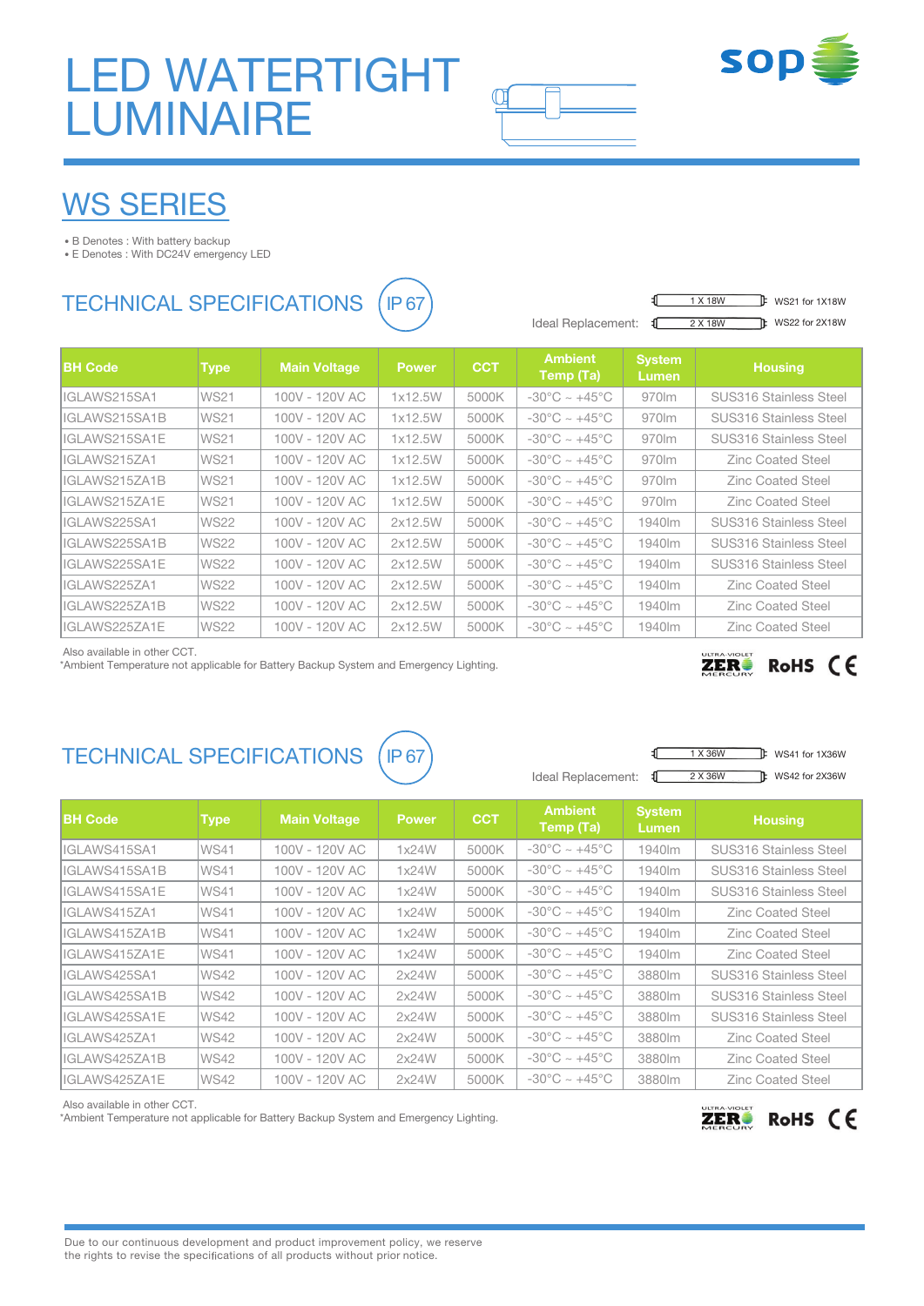# LED WATERTIGHT LUMINAIRE

## WS SERIES

- B Denotes : With battery backup
- E Denotes : With DC24V emergency LED

### TECHNICAL SPECIFICATIONS IP 67

Ideal Replacement: 1 X 18W WS21 for 1X18W; 2 X 18W WS22 for 2X18W

| BH Code | Type | Main Voltage | Power | CCT | Ambient Temp (Ta) | System Lumen | Housing |
|---|---|---|---|---|---|---|---|
| IGLAWS215SA1 | WS21 | 100V - 120V AC | 1x12.5W | 5000K | -30°C ~ +45°C | 970lm | SUS316 Stainless Steel |
| IGLAWS215SA1B | WS21 | 100V - 120V AC | 1x12.5W | 5000K | -30°C ~ +45°C | 970lm | SUS316 Stainless Steel |
| IGLAWS215SA1E | WS21 | 100V - 120V AC | 1x12.5W | 5000K | -30°C ~ +45°C | 970lm | SUS316 Stainless Steel |
| IGLAWS215ZA1 | WS21 | 100V - 120V AC | 1x12.5W | 5000K | -30°C ~ +45°C | 970lm | Zinc Coated Steel |
| IGLAWS215ZA1B | WS21 | 100V - 120V AC | 1x12.5W | 5000K | -30°C ~ +45°C | 970lm | Zinc Coated Steel |
| IGLAWS215ZA1E | WS21 | 100V - 120V AC | 1x12.5W | 5000K | -30°C ~ +45°C | 970lm | Zinc Coated Steel |
| IGLAWS225SA1 | WS22 | 100V - 120V AC | 2x12.5W | 5000K | -30°C ~ +45°C | 1940lm | SUS316 Stainless Steel |
| IGLAWS225SA1B | WS22 | 100V - 120V AC | 2x12.5W | 5000K | -30°C ~ +45°C | 1940lm | SUS316 Stainless Steel |
| IGLAWS225SA1E | WS22 | 100V - 120V AC | 2x12.5W | 5000K | -30°C ~ +45°C | 1940lm | SUS316 Stainless Steel |
| IGLAWS225ZA1 | WS22 | 100V - 120V AC | 2x12.5W | 5000K | -30°C ~ +45°C | 1940lm | Zinc Coated Steel |
| IGLAWS225ZA1B | WS22 | 100V - 120V AC | 2x12.5W | 5000K | -30°C ~ +45°C | 1940lm | Zinc Coated Steel |
| IGLAWS225ZA1E | WS22 | 100V - 120V AC | 2x12.5W | 5000K | -30°C ~ +45°C | 1940lm | Zinc Coated Steel |

Also available in other CCT.
*Ambient Temperature not applicable for Battery Backup System and Emergency Lighting.

ULTRA VIOLET ZERO MERCURY RoHS CE

### TECHNICAL SPECIFICATIONS IP 67

Ideal Replacement: 1 X 36W WS41 for 1X36W; 2 X 36W WS42 for 2X36W

| BH Code | Type | Main Voltage | Power | CCT | Ambient Temp (Ta) | System Lumen | Housing |
|---|---|---|---|---|---|---|---|
| IGLAWS415SA1 | WS41 | 100V - 120V AC | 1x24W | 5000K | -30°C ~ +45°C | 1940lm | SUS316 Stainless Steel |
| IGLAWS415SA1B | WS41 | 100V - 120V AC | 1x24W | 5000K | -30°C ~ +45°C | 1940lm | SUS316 Stainless Steel |
| IGLAWS415SA1E | WS41 | 100V - 120V AC | 1x24W | 5000K | -30°C ~ +45°C | 1940lm | SUS316 Stainless Steel |
| IGLAWS415ZA1 | WS41 | 100V - 120V AC | 1x24W | 5000K | -30°C ~ +45°C | 1940lm | Zinc Coated Steel |
| IGLAWS415ZA1B | WS41 | 100V - 120V AC | 1x24W | 5000K | -30°C ~ +45°C | 1940lm | Zinc Coated Steel |
| IGLAWS415ZA1E | WS41 | 100V - 120V AC | 1x24W | 5000K | -30°C ~ +45°C | 1940lm | Zinc Coated Steel |
| IGLAWS425SA1 | WS42 | 100V - 120V AC | 2x24W | 5000K | -30°C ~ +45°C | 3880lm | SUS316 Stainless Steel |
| IGLAWS425SA1B | WS42 | 100V - 120V AC | 2x24W | 5000K | -30°C ~ +45°C | 3880lm | SUS316 Stainless Steel |
| IGLAWS425SA1E | WS42 | 100V - 120V AC | 2x24W | 5000K | -30°C ~ +45°C | 3880lm | SUS316 Stainless Steel |
| IGLAWS425ZA1 | WS42 | 100V - 120V AC | 2x24W | 5000K | -30°C ~ +45°C | 3880lm | Zinc Coated Steel |
| IGLAWS425ZA1B | WS42 | 100V - 120V AC | 2x24W | 5000K | -30°C ~ +45°C | 3880lm | Zinc Coated Steel |
| IGLAWS425ZA1E | WS42 | 100V - 120V AC | 2x24W | 5000K | -30°C ~ +45°C | 3880lm | Zinc Coated Steel |

Also available in other CCT.
*Ambient Temperature not applicable for Battery Backup System and Emergency Lighting.

ULTRA VIOLET ZERO MERCURY RoHS CE

Due to our continuous development and product improvement policy, we reserve the rights to revise the specifications of all products without prior notice.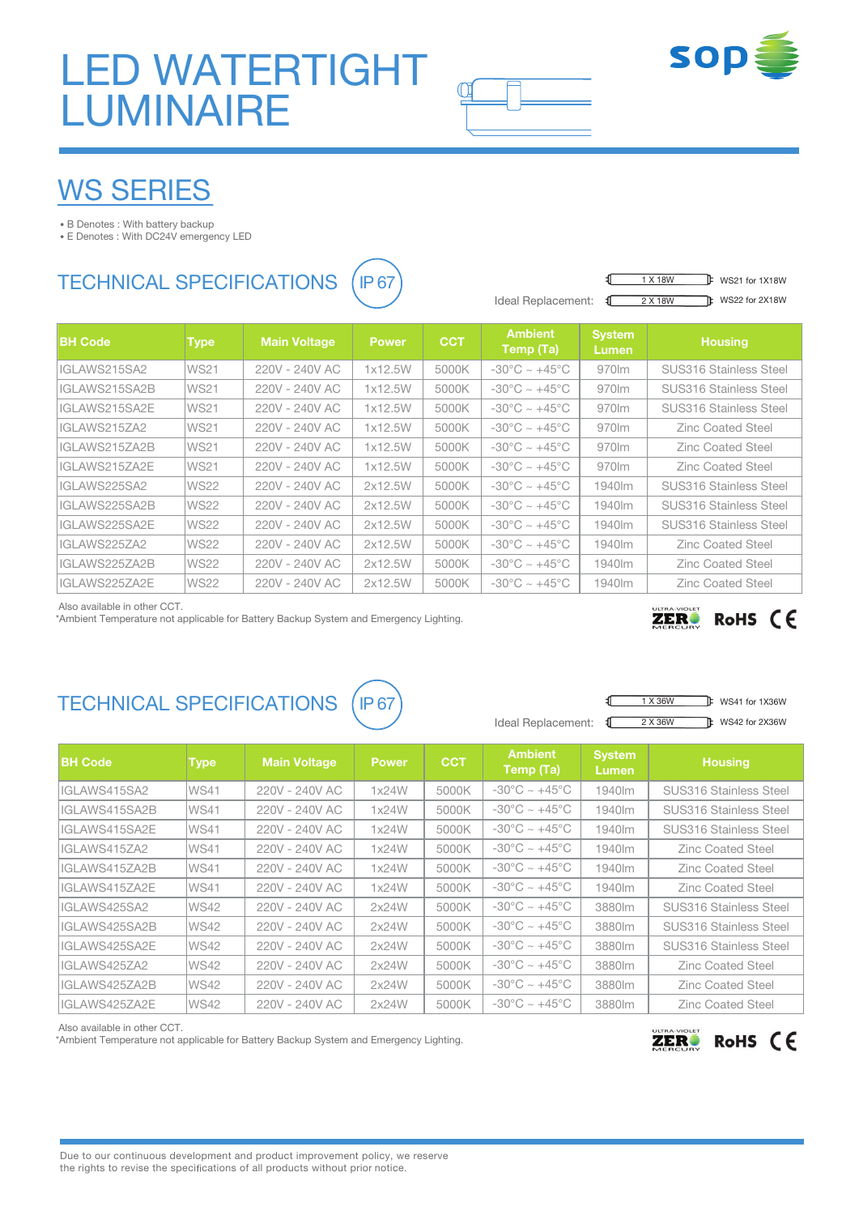# LED WATERTIGHT LUMINAIRE

sop

## WS SERIES

- B Denotes : With battery backup
- E Denotes : With DC24V emergency LED

### TECHNICAL SPECIFICATIONS

IP 67

Ideal Replacement:

1 X 18W — WS21 for 1X18W

2 X 18W — WS22 for 2X18W

| BH Code | Type | Main Voltage | Power | CCT | Ambient Temp (Ta) | System Lumen | Housing |
|---|---|---|---|---|---|---|---|
| IGLAWS215SA2 | WS21 | 220V - 240V AC | 1x12.5W | 5000K | -30°C ~ +45°C | 970lm | SUS316 Stainless Steel |
| IGLAWS215SA2B | WS21 | 220V - 240V AC | 1x12.5W | 5000K | -30°C ~ +45°C | 970lm | SUS316 Stainless Steel |
| IGLAWS215SA2E | WS21 | 220V - 240V AC | 1x12.5W | 5000K | -30°C ~ +45°C | 970lm | SUS316 Stainless Steel |
| IGLAWS215ZA2 | WS21 | 220V - 240V AC | 1x12.5W | 5000K | -30°C ~ +45°C | 970lm | Zinc Coated Steel |
| IGLAWS215ZA2B | WS21 | 220V - 240V AC | 1x12.5W | 5000K | -30°C ~ +45°C | 970lm | Zinc Coated Steel |
| IGLAWS215ZA2E | WS21 | 220V - 240V AC | 1x12.5W | 5000K | -30°C ~ +45°C | 970lm | Zinc Coated Steel |
| IGLAWS225SA2 | WS22 | 220V - 240V AC | 2x12.5W | 5000K | -30°C ~ +45°C | 1940lm | SUS316 Stainless Steel |
| IGLAWS225SA2B | WS22 | 220V - 240V AC | 2x12.5W | 5000K | -30°C ~ +45°C | 1940lm | SUS316 Stainless Steel |
| IGLAWS225SA2E | WS22 | 220V - 240V AC | 2x12.5W | 5000K | -30°C ~ +45°C | 1940lm | SUS316 Stainless Steel |
| IGLAWS225ZA2 | WS22 | 220V - 240V AC | 2x12.5W | 5000K | -30°C ~ +45°C | 1940lm | Zinc Coated Steel |
| IGLAWS225ZA2B | WS22 | 220V - 240V AC | 2x12.5W | 5000K | -30°C ~ +45°C | 1940lm | Zinc Coated Steel |
| IGLAWS225ZA2E | WS22 | 220V - 240V AC | 2x12.5W | 5000K | -30°C ~ +45°C | 1940lm | Zinc Coated Steel |

Also available in other CCT.
*Ambient Temperature not applicable for Battery Backup System and Emergency Lighting.

ULTRA VIOLET ZERO MERCURY RoHS CE

### TECHNICAL SPECIFICATIONS

IP 67

Ideal Replacement:

1 X 36W — WS41 for 1X36W

2 X 36W — WS42 for 2X36W

| BH Code | Type | Main Voltage | Power | CCT | Ambient Temp (Ta) | System Lumen | Housing |
|---|---|---|---|---|---|---|---|
| IGLAWS415SA2 | WS41 | 220V - 240V AC | 1x24W | 5000K | -30°C ~ +45°C | 1940lm | SUS316 Stainless Steel |
| IGLAWS415SA2B | WS41 | 220V - 240V AC | 1x24W | 5000K | -30°C ~ +45°C | 1940lm | SUS316 Stainless Steel |
| IGLAWS415SA2E | WS41 | 220V - 240V AC | 1x24W | 5000K | -30°C ~ +45°C | 1940lm | SUS316 Stainless Steel |
| IGLAWS415ZA2 | WS41 | 220V - 240V AC | 1x24W | 5000K | -30°C ~ +45°C | 1940lm | Zinc Coated Steel |
| IGLAWS415ZA2B | WS41 | 220V - 240V AC | 1x24W | 5000K | -30°C ~ +45°C | 1940lm | Zinc Coated Steel |
| IGLAWS415ZA2E | WS41 | 220V - 240V AC | 1x24W | 5000K | -30°C ~ +45°C | 1940lm | Zinc Coated Steel |
| IGLAWS425SA2 | WS42 | 220V - 240V AC | 2x24W | 5000K | -30°C ~ +45°C | 3880lm | SUS316 Stainless Steel |
| IGLAWS425SA2B | WS42 | 220V - 240V AC | 2x24W | 5000K | -30°C ~ +45°C | 3880lm | SUS316 Stainless Steel |
| IGLAWS425SA2E | WS42 | 220V - 240V AC | 2x24W | 5000K | -30°C ~ +45°C | 3880lm | SUS316 Stainless Steel |
| IGLAWS425ZA2 | WS42 | 220V - 240V AC | 2x24W | 5000K | -30°C ~ +45°C | 3880lm | Zinc Coated Steel |
| IGLAWS425ZA2B | WS42 | 220V - 240V AC | 2x24W | 5000K | -30°C ~ +45°C | 3880lm | Zinc Coated Steel |
| IGLAWS425ZA2E | WS42 | 220V - 240V AC | 2x24W | 5000K | -30°C ~ +45°C | 3880lm | Zinc Coated Steel |

Also available in other CCT.
*Ambient Temperature not applicable for Battery Backup System and Emergency Lighting.

ULTRA VIOLET ZERO MERCURY RoHS CE

Due to our continuous development and product improvement policy, we reserve the rights to revise the specifications of all products without prior notice.